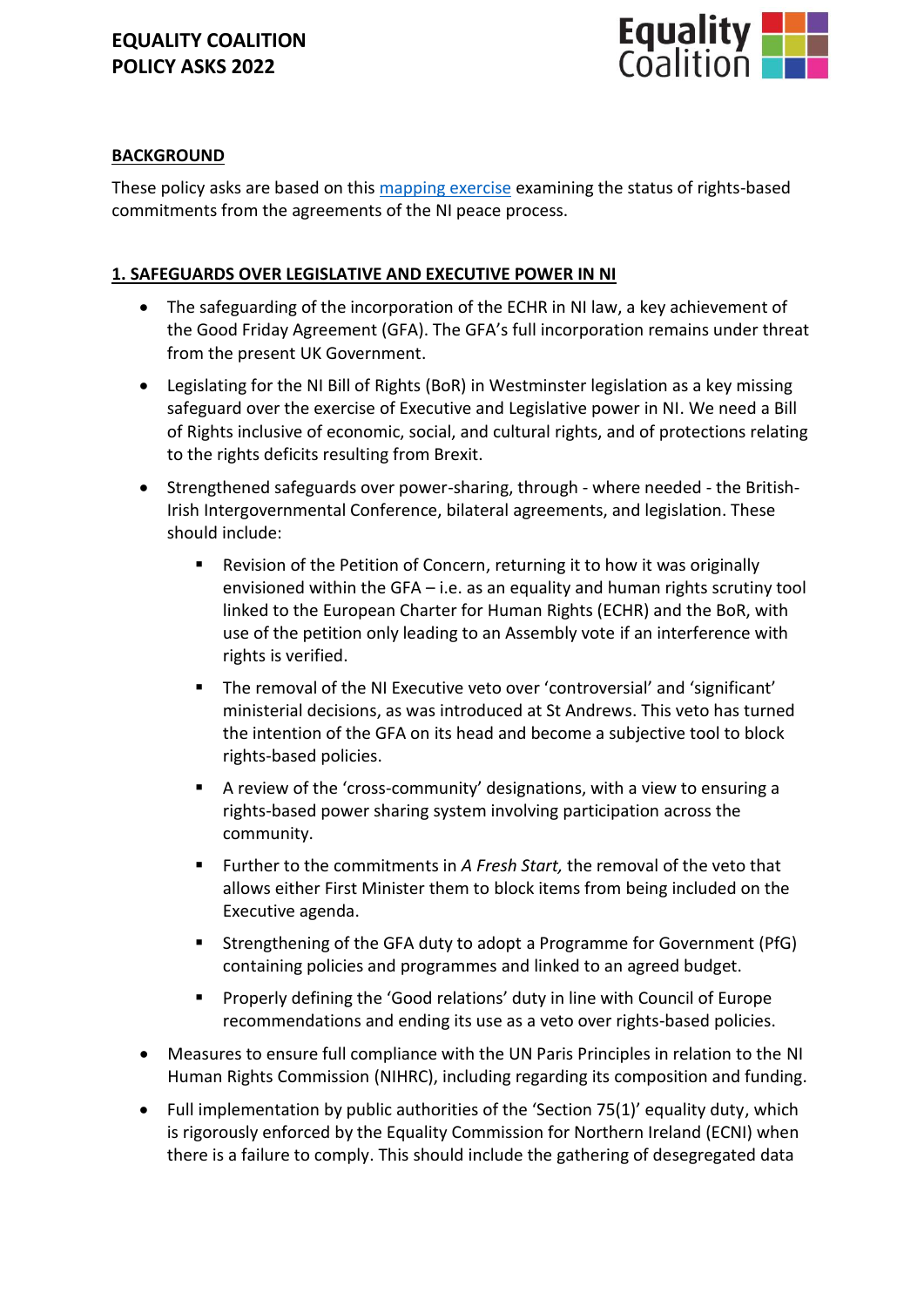# EQUALITY COALITION POLICY ASKS 2022

## BACKGROUND

These policy asks are based on this [mapping exercise]() examining the status of rights-based commitments from the agreements of the NI peace process.

## 1. SAFEGUARDS OVER LEGISLATIVE AND EXECUTIVE POWER IN NI

- The safeguarding of the incorporation of the ECHR in NI law, a key achievement of the Good Friday Agreement (GFA). The GFA's full incorporation remains under threat from the present UK Government.
- Legislating for the NI Bill of Rights (BoR) in Westminster legislation as a key missing safeguard over the exercise of Executive and Legislative power in NI. We need a Bill of Rights inclusive of economic, social, and cultural rights, and of protections relating to the rights deficits resulting from Brexit.
- Strengthened safeguards over power-sharing, through - where needed - the British-Irish Intergovernmental Conference, bilateral agreements, and legislation. These should include:
  - Revision of the Petition of Concern, returning it to how it was originally envisioned within the GFA – i.e. as an equality and human rights scrutiny tool linked to the European Charter for Human Rights (ECHR) and the BoR, with use of the petition only leading to an Assembly vote if an interference with rights is verified.
  - The removal of the NI Executive veto over 'controversial' and 'significant' ministerial decisions, as was introduced at St Andrews. This veto has turned the intention of the GFA on its head and become a subjective tool to block rights-based policies.
  - A review of the 'cross-community' designations, with a view to ensuring a rights-based power sharing system involving participation across the community.
  - Further to the commitments in *A Fresh Start,* the removal of the veto that allows either First Minister them to block items from being included on the Executive agenda.
  - Strengthening of the GFA duty to adopt a Programme for Government (PfG) containing policies and programmes and linked to an agreed budget.
  - Properly defining the 'Good relations' duty in line with Council of Europe recommendations and ending its use as a veto over rights-based policies.
- Measures to ensure full compliance with the UN Paris Principles in relation to the NI Human Rights Commission (NIHRC), including regarding its composition and funding.
- Full implementation by public authorities of the 'Section 75(1)' equality duty, which is rigorously enforced by the Equality Commission for Northern Ireland (ECNI) when there is a failure to comply. This should include the gathering of desegregated data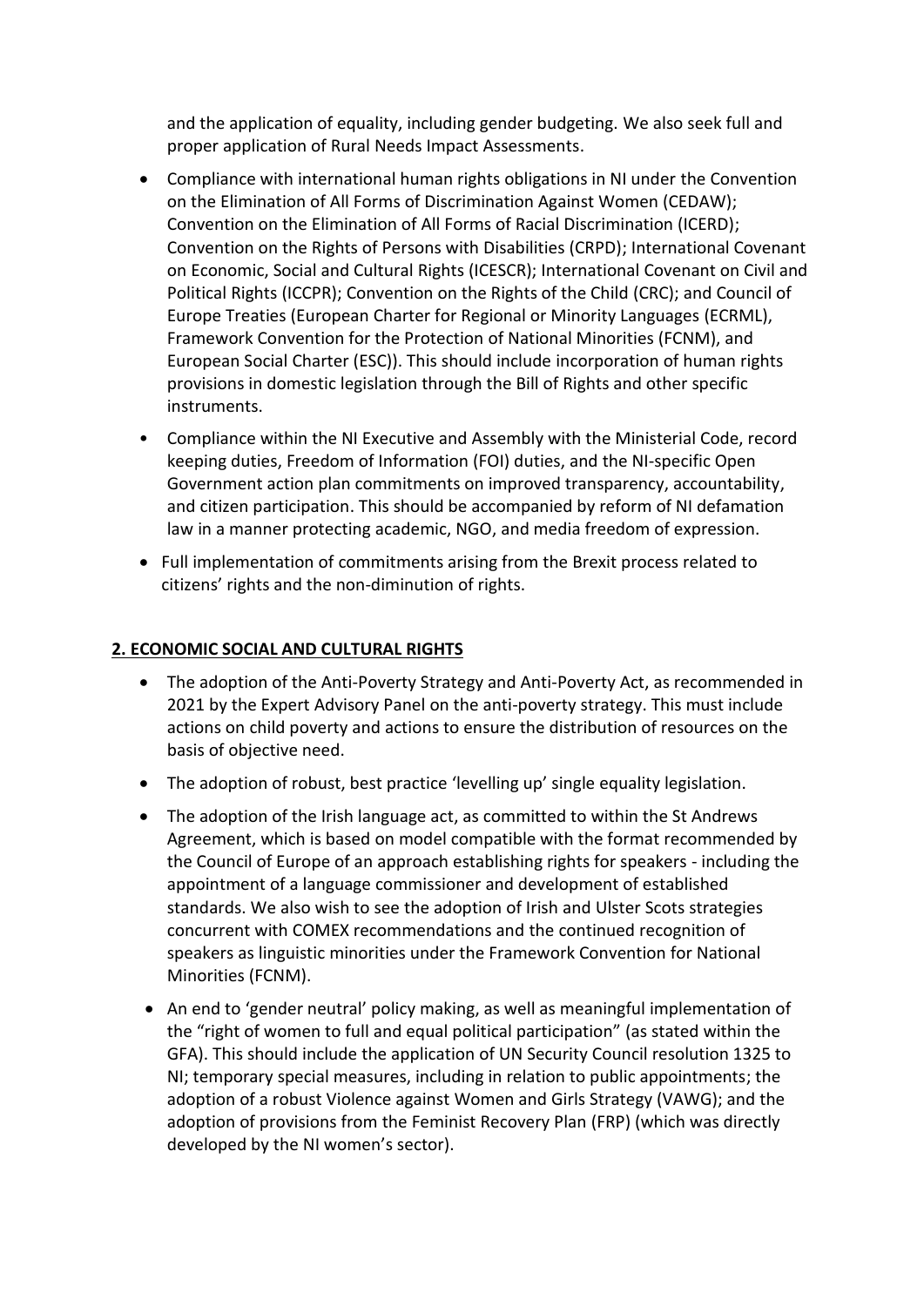and the application of equality, including gender budgeting. We also seek full and proper application of Rural Needs Impact Assessments.

- Compliance with international human rights obligations in NI under the Convention on the Elimination of All Forms of Discrimination Against Women (CEDAW); Convention on the Elimination of All Forms of Racial Discrimination (ICERD); Convention on the Rights of Persons with Disabilities (CRPD); International Covenant on Economic, Social and Cultural Rights (ICESCR); International Covenant on Civil and Political Rights (ICCPR); Convention on the Rights of the Child (CRC); and Council of Europe Treaties (European Charter for Regional or Minority Languages (ECRML), Framework Convention for the Protection of National Minorities (FCNM), and European Social Charter (ESC)). This should include incorporation of human rights provisions in domestic legislation through the Bill of Rights and other specific instruments.
- Compliance within the NI Executive and Assembly with the Ministerial Code, record keeping duties, Freedom of Information (FOI) duties, and the NI-specific Open Government action plan commitments on improved transparency, accountability, and citizen participation. This should be accompanied by reform of NI defamation law in a manner protecting academic, NGO, and media freedom of expression.
- Full implementation of commitments arising from the Brexit process related to citizens' rights and the non-diminution of rights.

## 2. ECONOMIC SOCIAL AND CULTURAL RIGHTS

- The adoption of the Anti-Poverty Strategy and Anti-Poverty Act, as recommended in 2021 by the Expert Advisory Panel on the anti-poverty strategy. This must include actions on child poverty and actions to ensure the distribution of resources on the basis of objective need.
- The adoption of robust, best practice 'levelling up' single equality legislation.
- The adoption of the Irish language act, as committed to within the St Andrews Agreement, which is based on model compatible with the format recommended by the Council of Europe of an approach establishing rights for speakers - including the appointment of a language commissioner and development of established standards. We also wish to see the adoption of Irish and Ulster Scots strategies concurrent with COMEX recommendations and the continued recognition of speakers as linguistic minorities under the Framework Convention for National Minorities (FCNM).
- An end to 'gender neutral' policy making, as well as meaningful implementation of the "right of women to full and equal political participation" (as stated within the GFA). This should include the application of UN Security Council resolution 1325 to NI; temporary special measures, including in relation to public appointments; the adoption of a robust Violence against Women and Girls Strategy (VAWG); and the adoption of provisions from the Feminist Recovery Plan (FRP) (which was directly developed by the NI women's sector).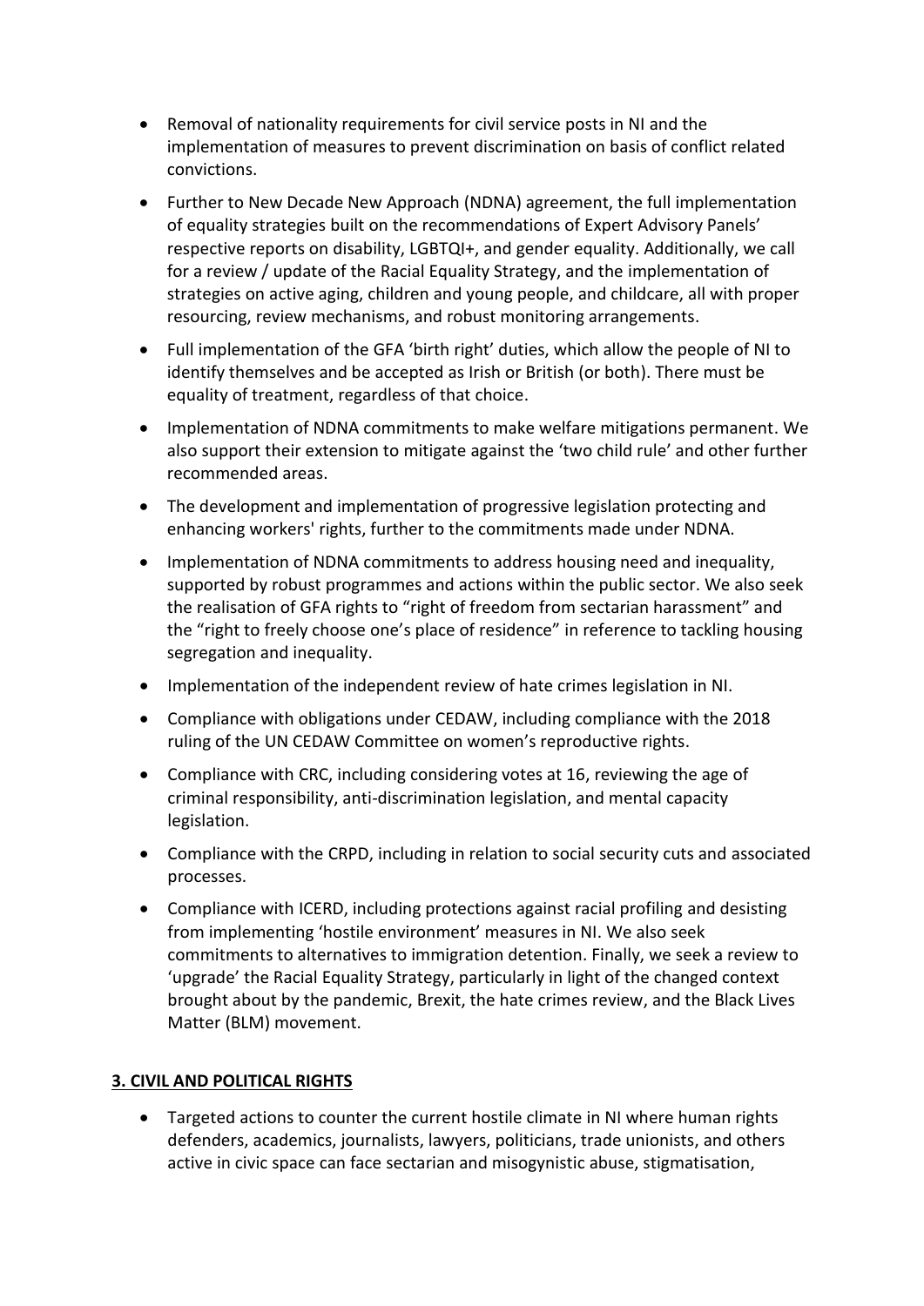- Removal of nationality requirements for civil service posts in NI and the implementation of measures to prevent discrimination on basis of conflict related convictions.
- Further to New Decade New Approach (NDNA) agreement, the full implementation of equality strategies built on the recommendations of Expert Advisory Panels' respective reports on disability, LGBTQI+, and gender equality. Additionally, we call for a review / update of the Racial Equality Strategy, and the implementation of strategies on active aging, children and young people, and childcare, all with proper resourcing, review mechanisms, and robust monitoring arrangements.
- Full implementation of the GFA 'birth right' duties, which allow the people of NI to identify themselves and be accepted as Irish or British (or both). There must be equality of treatment, regardless of that choice.
- Implementation of NDNA commitments to make welfare mitigations permanent. We also support their extension to mitigate against the 'two child rule' and other further recommended areas.
- The development and implementation of progressive legislation protecting and enhancing workers' rights, further to the commitments made under NDNA.
- Implementation of NDNA commitments to address housing need and inequality, supported by robust programmes and actions within the public sector. We also seek the realisation of GFA rights to "right of freedom from sectarian harassment" and the "right to freely choose one's place of residence" in reference to tackling housing segregation and inequality.
- Implementation of the independent review of hate crimes legislation in NI.
- Compliance with obligations under CEDAW, including compliance with the 2018 ruling of the UN CEDAW Committee on women's reproductive rights.
- Compliance with CRC, including considering votes at 16, reviewing the age of criminal responsibility, anti-discrimination legislation, and mental capacity legislation.
- Compliance with the CRPD, including in relation to social security cuts and associated processes.
- Compliance with ICERD, including protections against racial profiling and desisting from implementing 'hostile environment' measures in NI. We also seek commitments to alternatives to immigration detention. Finally, we seek a review to 'upgrade' the Racial Equality Strategy, particularly in light of the changed context brought about by the pandemic, Brexit, the hate crimes review, and the Black Lives Matter (BLM) movement.

## 3. CIVIL AND POLITICAL RIGHTS

- Targeted actions to counter the current hostile climate in NI where human rights defenders, academics, journalists, lawyers, politicians, trade unionists, and others active in civic space can face sectarian and misogynistic abuse, stigmatisation,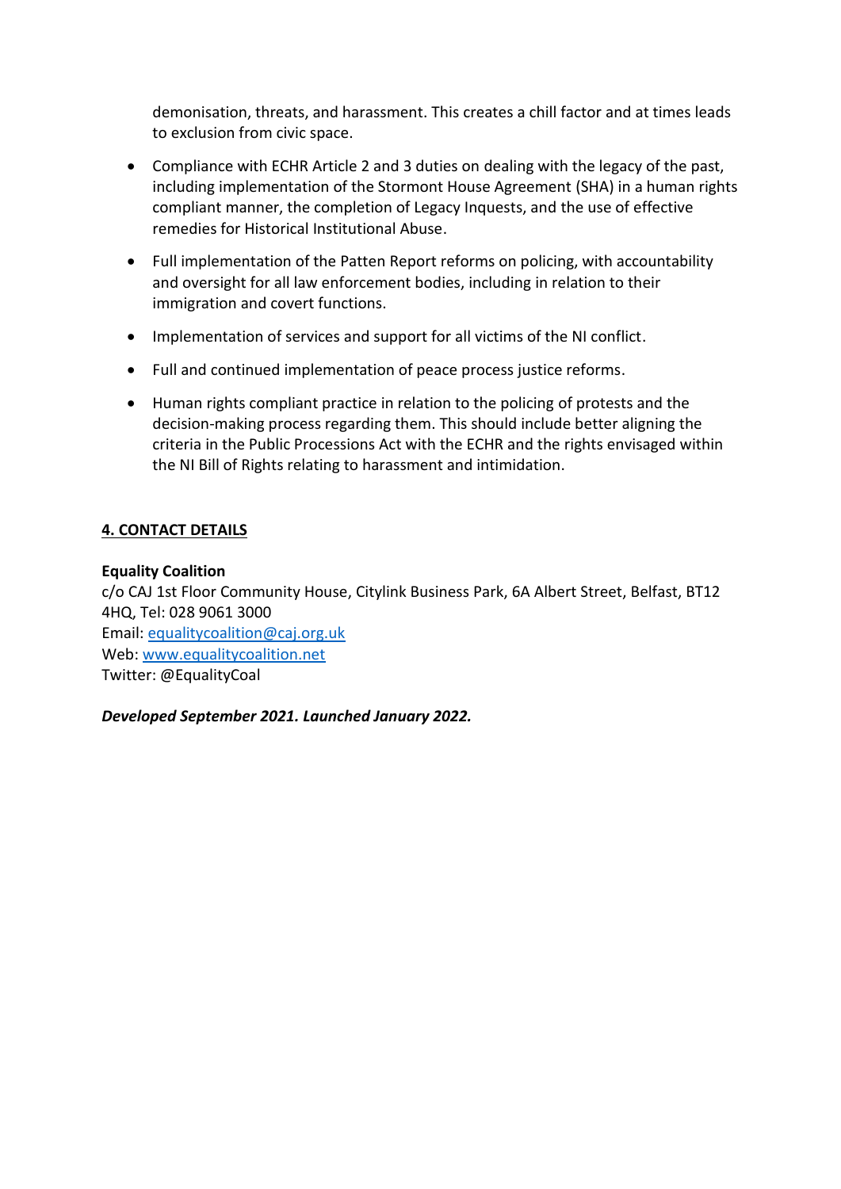demonisation, threats, and harassment. This creates a chill factor and at times leads to exclusion from civic space.

- Compliance with ECHR Article 2 and 3 duties on dealing with the legacy of the past, including implementation of the Stormont House Agreement (SHA) in a human rights compliant manner, the completion of Legacy Inquests, and the use of effective remedies for Historical Institutional Abuse.
- Full implementation of the Patten Report reforms on policing, with accountability and oversight for all law enforcement bodies, including in relation to their immigration and covert functions.
- Implementation of services and support for all victims of the NI conflict.
- Full and continued implementation of peace process justice reforms.
- Human rights compliant practice in relation to the policing of protests and the decision-making process regarding them. This should include better aligning the criteria in the Public Processions Act with the ECHR and the rights envisaged within the NI Bill of Rights relating to harassment and intimidation.

## 4. CONTACT DETAILS

**Equality Coalition**
c/o CAJ 1st Floor Community House, Citylink Business Park, 6A Albert Street, Belfast, BT12 4HQ, Tel: 028 9061 3000
Email: equalitycoalition@caj.org.uk
Web: www.equalitycoalition.net
Twitter: @EqualityCoal

***Developed September 2021. Launched January 2022.***